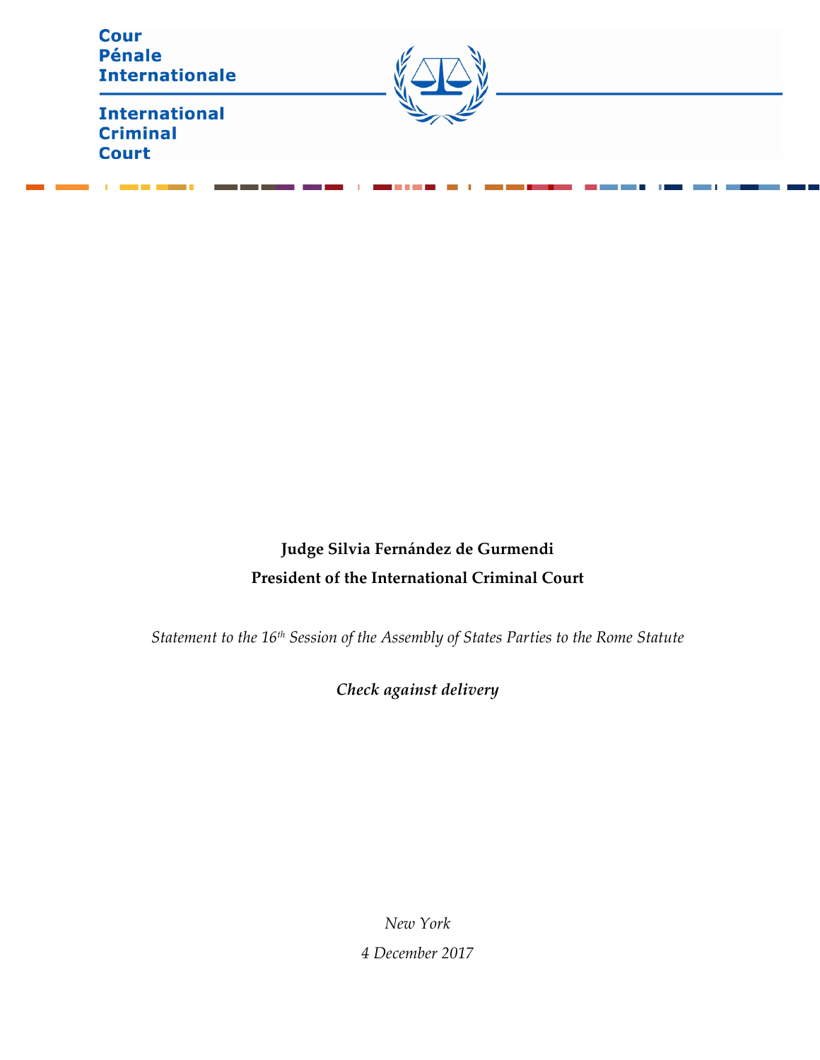Cour
Pénale
Internationale

International
Criminal
Court

**Judge Silvia Fernández de Gurmendi**

**President of the International Criminal Court**

*Statement to the 16th Session of the Assembly of States Parties to the Rome Statute*

***Check against delivery***

*New York*

*4 December 2017*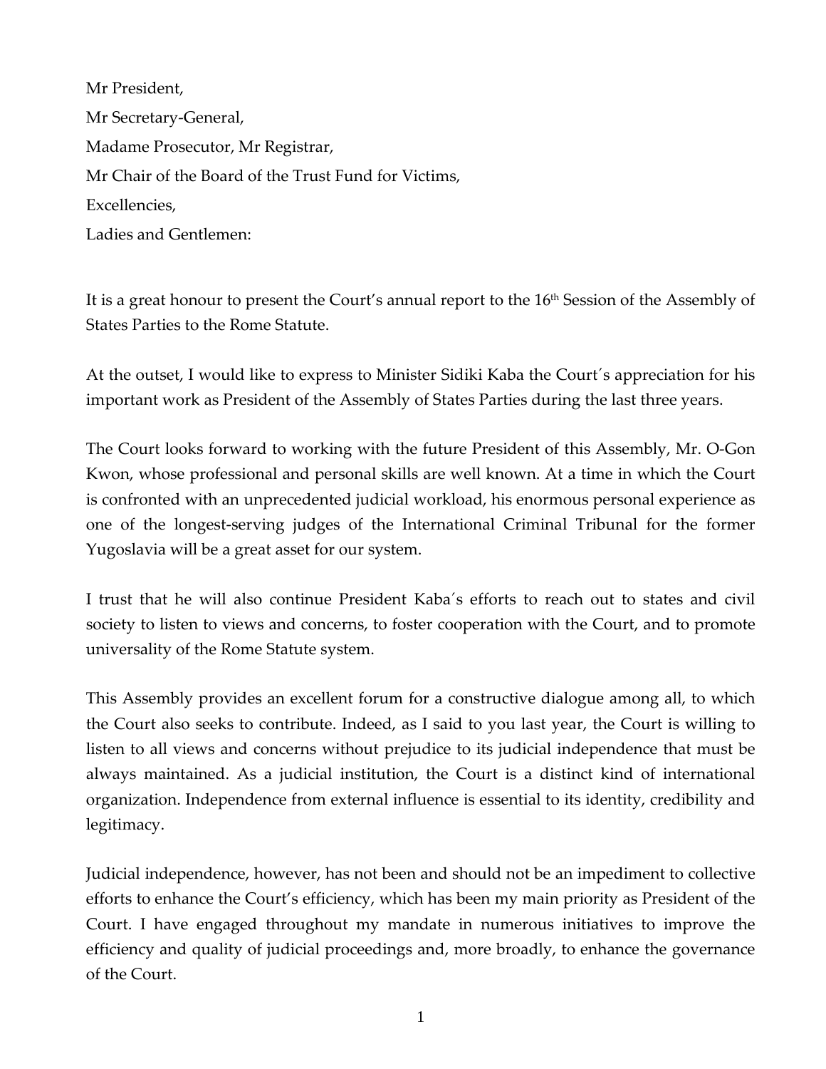Mr President,

Mr Secretary-General,

Madame Prosecutor, Mr Registrar,

Mr Chair of the Board of the Trust Fund for Victims,

Excellencies,

Ladies and Gentlemen:

It is a great honour to present the Court's annual report to the 16th Session of the Assembly of States Parties to the Rome Statute.

At the outset, I would like to express to Minister Sidiki Kaba the Court´s appreciation for his important work as President of the Assembly of States Parties during the last three years.

The Court looks forward to working with the future President of this Assembly, Mr. O-Gon Kwon, whose professional and personal skills are well known. At a time in which the Court is confronted with an unprecedented judicial workload, his enormous personal experience as one of the longest-serving judges of the International Criminal Tribunal for the former Yugoslavia will be a great asset for our system.

I trust that he will also continue President Kaba´s efforts to reach out to states and civil society to listen to views and concerns, to foster cooperation with the Court, and to promote universality of the Rome Statute system.

This Assembly provides an excellent forum for a constructive dialogue among all, to which the Court also seeks to contribute. Indeed, as I said to you last year, the Court is willing to listen to all views and concerns without prejudice to its judicial independence that must be always maintained. As a judicial institution, the Court is a distinct kind of international organization. Independence from external influence is essential to its identity, credibility and legitimacy.

Judicial independence, however, has not been and should not be an impediment to collective efforts to enhance the Court's efficiency, which has been my main priority as President of the Court. I have engaged throughout my mandate in numerous initiatives to improve the efficiency and quality of judicial proceedings and, more broadly, to enhance the governance of the Court.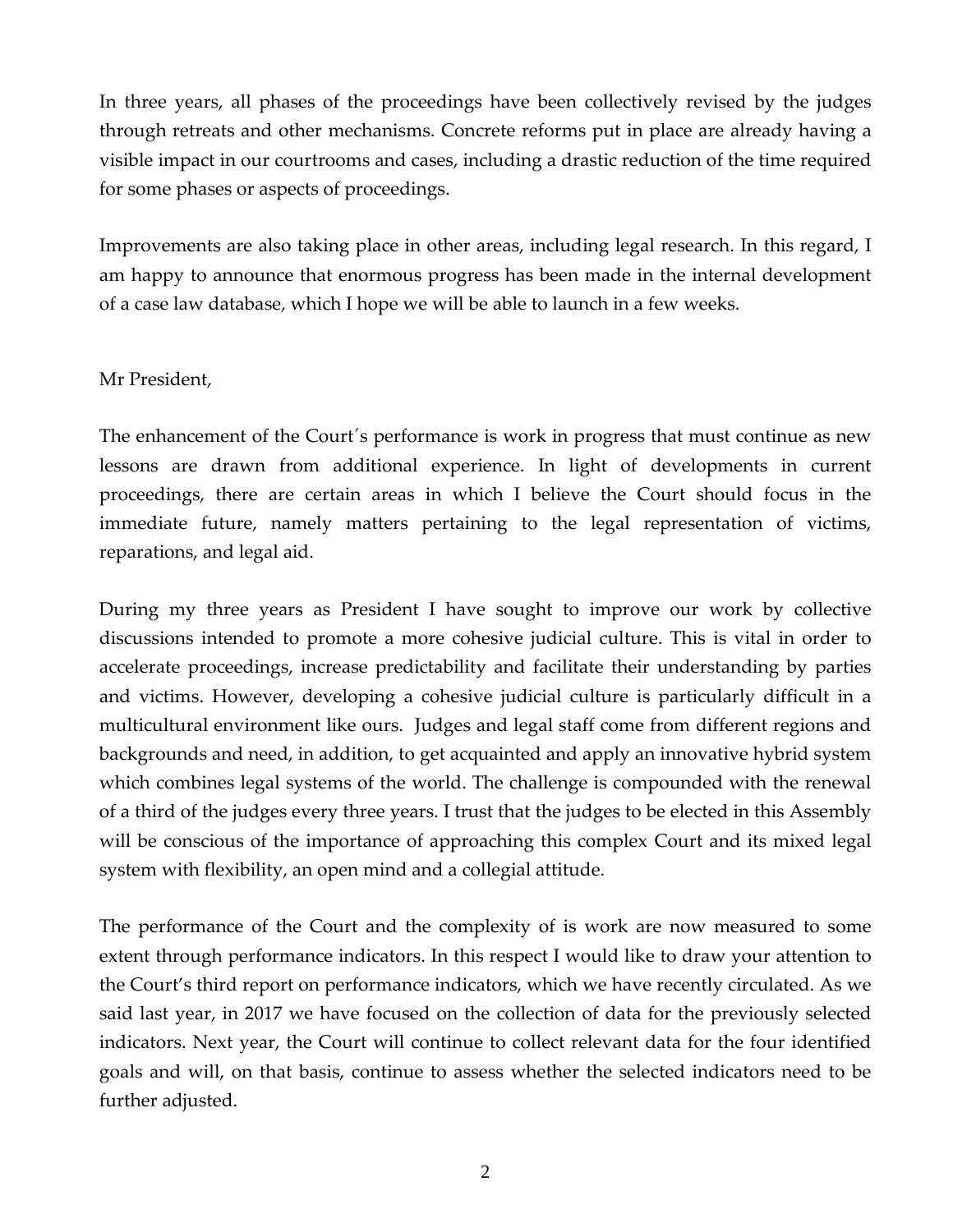In three years, all phases of the proceedings have been collectively revised by the judges through retreats and other mechanisms. Concrete reforms put in place are already having a visible impact in our courtrooms and cases, including a drastic reduction of the time required for some phases or aspects of proceedings.

Improvements are also taking place in other areas, including legal research. In this regard, I am happy to announce that enormous progress has been made in the internal development of a case law database, which I hope we will be able to launch in a few weeks.

Mr President,

The enhancement of the Court´s performance is work in progress that must continue as new lessons are drawn from additional experience. In light of developments in current proceedings, there are certain areas in which I believe the Court should focus in the immediate future, namely matters pertaining to the legal representation of victims, reparations, and legal aid.

During my three years as President I have sought to improve our work by collective discussions intended to promote a more cohesive judicial culture. This is vital in order to accelerate proceedings, increase predictability and facilitate their understanding by parties and victims. However, developing a cohesive judicial culture is particularly difficult in a multicultural environment like ours. Judges and legal staff come from different regions and backgrounds and need, in addition, to get acquainted and apply an innovative hybrid system which combines legal systems of the world. The challenge is compounded with the renewal of a third of the judges every three years. I trust that the judges to be elected in this Assembly will be conscious of the importance of approaching this complex Court and its mixed legal system with flexibility, an open mind and a collegial attitude.

The performance of the Court and the complexity of is work are now measured to some extent through performance indicators. In this respect I would like to draw your attention to the Court's third report on performance indicators, which we have recently circulated. As we said last year, in 2017 we have focused on the collection of data for the previously selected indicators. Next year, the Court will continue to collect relevant data for the four identified goals and will, on that basis, continue to assess whether the selected indicators need to be further adjusted.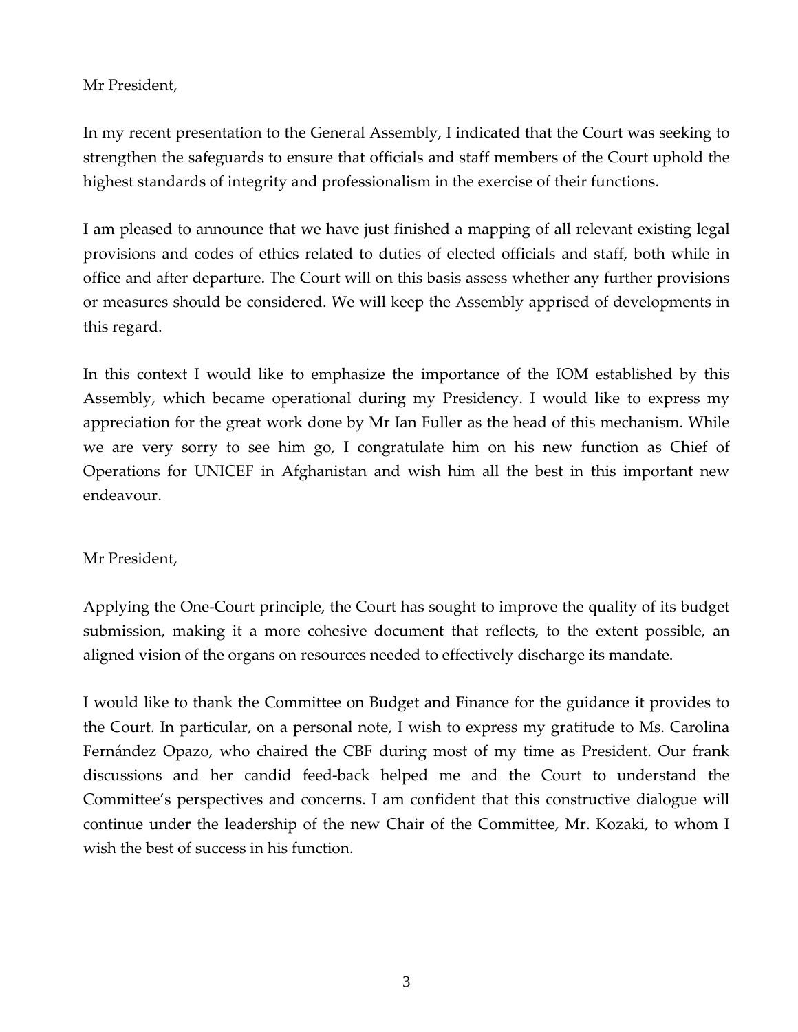Mr President,

In my recent presentation to the General Assembly, I indicated that the Court was seeking to strengthen the safeguards to ensure that officials and staff members of the Court uphold the highest standards of integrity and professionalism in the exercise of their functions.

I am pleased to announce that we have just finished a mapping of all relevant existing legal provisions and codes of ethics related to duties of elected officials and staff, both while in office and after departure. The Court will on this basis assess whether any further provisions or measures should be considered. We will keep the Assembly apprised of developments in this regard.

In this context I would like to emphasize the importance of the IOM established by this Assembly, which became operational during my Presidency. I would like to express my appreciation for the great work done by Mr Ian Fuller as the head of this mechanism. While we are very sorry to see him go, I congratulate him on his new function as Chief of Operations for UNICEF in Afghanistan and wish him all the best in this important new endeavour.

Mr President,

Applying the One-Court principle, the Court has sought to improve the quality of its budget submission, making it a more cohesive document that reflects, to the extent possible, an aligned vision of the organs on resources needed to effectively discharge its mandate.

I would like to thank the Committee on Budget and Finance for the guidance it provides to the Court. In particular, on a personal note, I wish to express my gratitude to Ms. Carolina Fernández Opazo, who chaired the CBF during most of my time as President. Our frank discussions and her candid feed-back helped me and the Court to understand the Committee's perspectives and concerns. I am confident that this constructive dialogue will continue under the leadership of the new Chair of the Committee, Mr. Kozaki, to whom I wish the best of success in his function.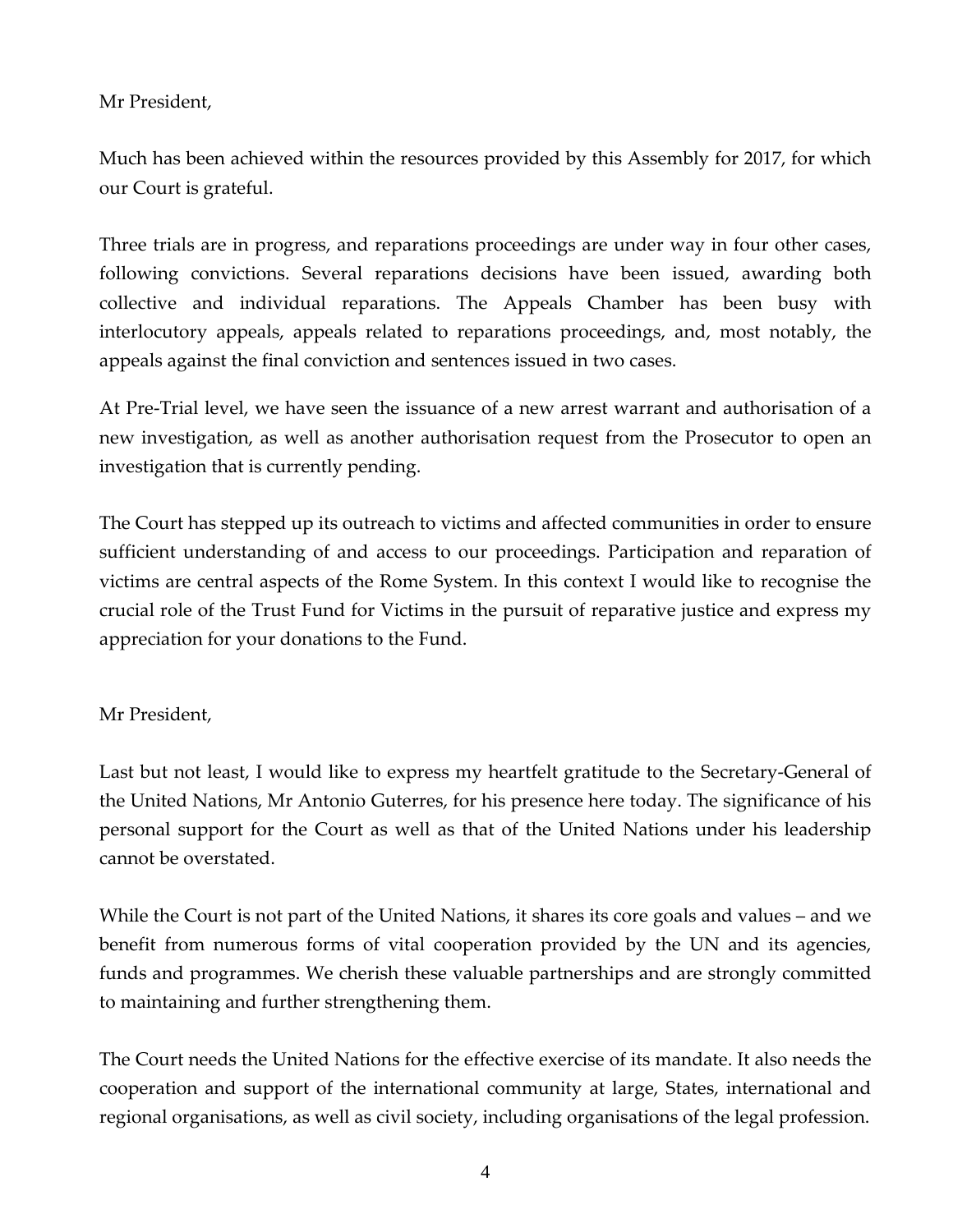Mr President,

Much has been achieved within the resources provided by this Assembly for 2017, for which our Court is grateful.

Three trials are in progress, and reparations proceedings are under way in four other cases, following convictions. Several reparations decisions have been issued, awarding both collective and individual reparations. The Appeals Chamber has been busy with interlocutory appeals, appeals related to reparations proceedings, and, most notably, the appeals against the final conviction and sentences issued in two cases.

At Pre-Trial level, we have seen the issuance of a new arrest warrant and authorisation of a new investigation, as well as another authorisation request from the Prosecutor to open an investigation that is currently pending.

The Court has stepped up its outreach to victims and affected communities in order to ensure sufficient understanding of and access to our proceedings. Participation and reparation of victims are central aspects of the Rome System. In this context I would like to recognise the crucial role of the Trust Fund for Victims in the pursuit of reparative justice and express my appreciation for your donations to the Fund.

Mr President,

Last but not least, I would like to express my heartfelt gratitude to the Secretary-General of the United Nations, Mr Antonio Guterres, for his presence here today. The significance of his personal support for the Court as well as that of the United Nations under his leadership cannot be overstated.

While the Court is not part of the United Nations, it shares its core goals and values – and we benefit from numerous forms of vital cooperation provided by the UN and its agencies, funds and programmes. We cherish these valuable partnerships and are strongly committed to maintaining and further strengthening them.

The Court needs the United Nations for the effective exercise of its mandate. It also needs the cooperation and support of the international community at large, States, international and regional organisations, as well as civil society, including organisations of the legal profession.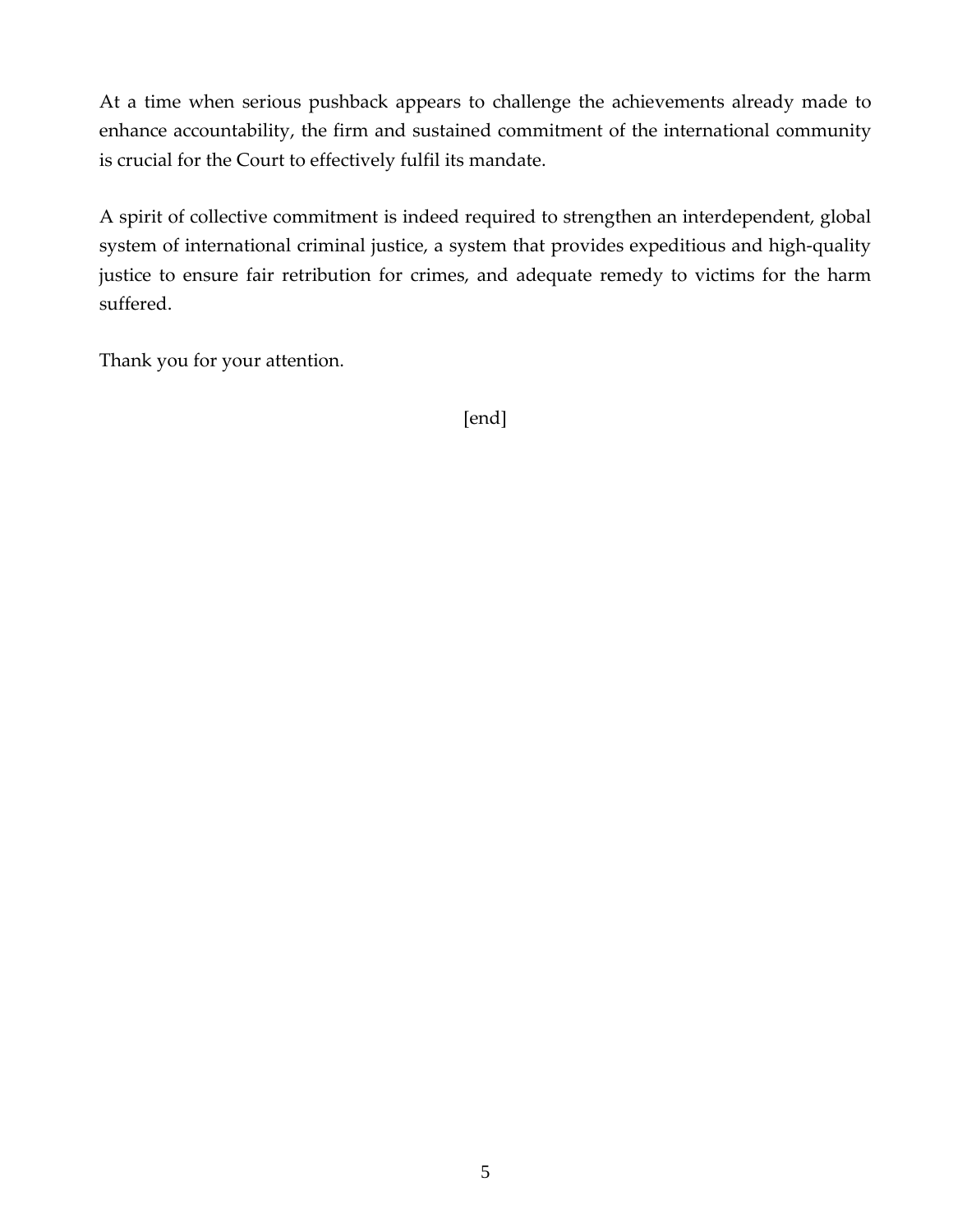At a time when serious pushback appears to challenge the achievements already made to enhance accountability, the firm and sustained commitment of the international community is crucial for the Court to effectively fulfil its mandate.

A spirit of collective commitment is indeed required to strengthen an interdependent, global system of international criminal justice, a system that provides expeditious and high-quality justice to ensure fair retribution for crimes, and adequate remedy to victims for the harm suffered.

Thank you for your attention.

[end]